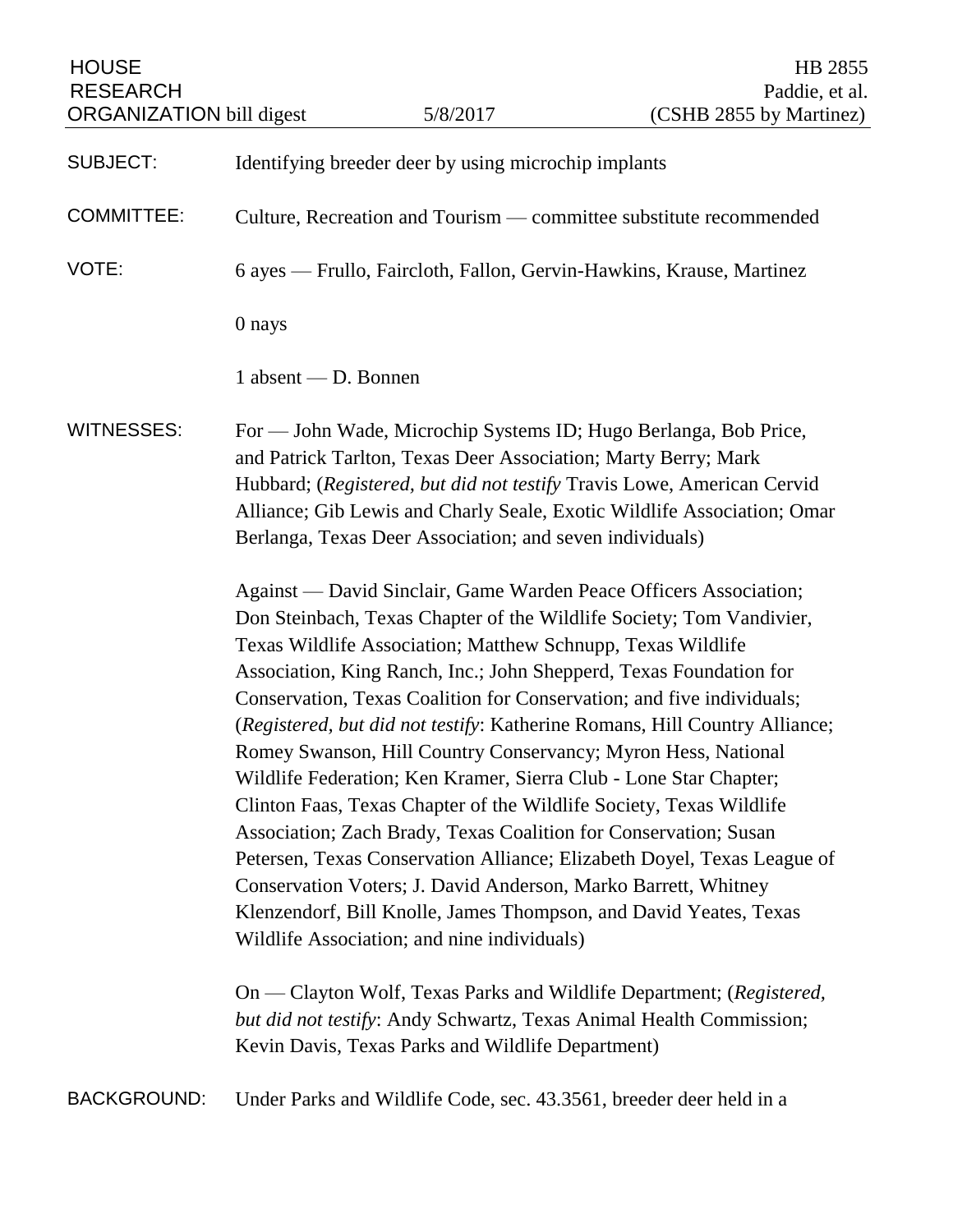HOUSE RESEARCH ORGANIZATION bill digest | 5/8/2017 | HB 2855 Paddie, et al. (CSHB 2855 by Martinez)

SUBJECT: Identifying breeder deer by using microchip implants

COMMITTEE: Culture, Recreation and Tourism — committee substitute recommended

VOTE: 6 ayes — Frullo, Faircloth, Fallon, Gervin-Hawkins, Krause, Martinez

0 nays

1 absent — D. Bonnen

WITNESSES: For — John Wade, Microchip Systems ID; Hugo Berlanga, Bob Price, and Patrick Tarlton, Texas Deer Association; Marty Berry; Mark Hubbard; (*Registered, but did not testify* Travis Lowe, American Cervid Alliance; Gib Lewis and Charly Seale, Exotic Wildlife Association; Omar Berlanga, Texas Deer Association; and seven individuals)

Against — David Sinclair, Game Warden Peace Officers Association; Don Steinbach, Texas Chapter of the Wildlife Society; Tom Vandivier, Texas Wildlife Association; Matthew Schnupp, Texas Wildlife Association, King Ranch, Inc.; John Shepperd, Texas Foundation for Conservation, Texas Coalition for Conservation; and five individuals; (*Registered, but did not testify*: Katherine Romans, Hill Country Alliance; Romey Swanson, Hill Country Conservancy; Myron Hess, National Wildlife Federation; Ken Kramer, Sierra Club - Lone Star Chapter; Clinton Faas, Texas Chapter of the Wildlife Society, Texas Wildlife Association; Zach Brady, Texas Coalition for Conservation; Susan Petersen, Texas Conservation Alliance; Elizabeth Doyel, Texas League of Conservation Voters; J. David Anderson, Marko Barrett, Whitney Klenzendorf, Bill Knolle, James Thompson, and David Yeates, Texas Wildlife Association; and nine individuals)

On — Clayton Wolf, Texas Parks and Wildlife Department; (*Registered, but did not testify*: Andy Schwartz, Texas Animal Health Commission; Kevin Davis, Texas Parks and Wildlife Department)

BACKGROUND: Under Parks and Wildlife Code, sec. 43.3561, breeder deer held in a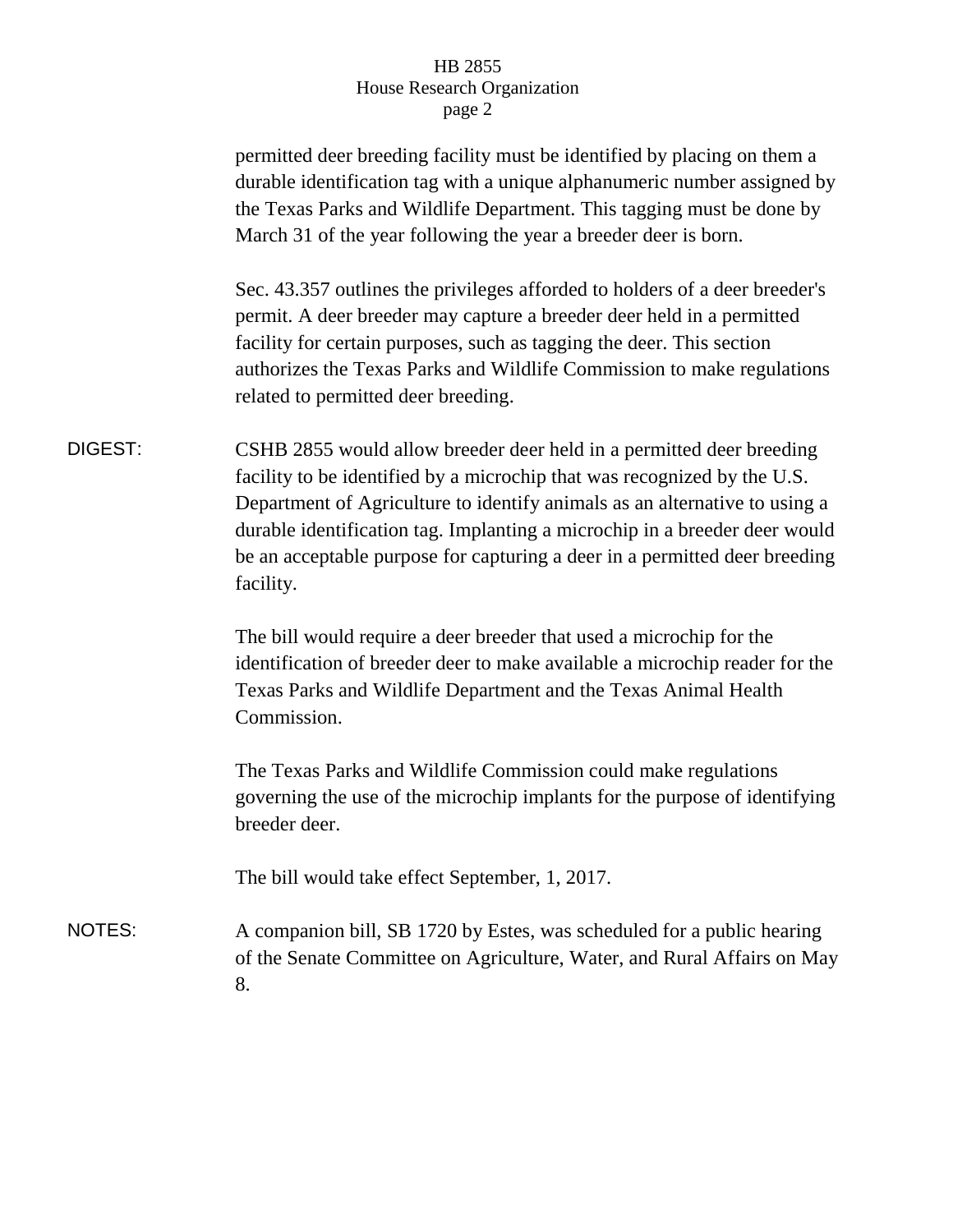permitted deer breeding facility must be identified by placing on them a durable identification tag with a unique alphanumeric number assigned by the Texas Parks and Wildlife Department. This tagging must be done by March 31 of the year following the year a breeder deer is born.

Sec. 43.357 outlines the privileges afforded to holders of a deer breeder's permit. A deer breeder may capture a breeder deer held in a permitted facility for certain purposes, such as tagging the deer. This section authorizes the Texas Parks and Wildlife Commission to make regulations related to permitted deer breeding.

DIGEST: CSHB 2855 would allow breeder deer held in a permitted deer breeding facility to be identified by a microchip that was recognized by the U.S. Department of Agriculture to identify animals as an alternative to using a durable identification tag. Implanting a microchip in a breeder deer would be an acceptable purpose for capturing a deer in a permitted deer breeding facility.

The bill would require a deer breeder that used a microchip for the identification of breeder deer to make available a microchip reader for the Texas Parks and Wildlife Department and the Texas Animal Health Commission.

The Texas Parks and Wildlife Commission could make regulations governing the use of the microchip implants for the purpose of identifying breeder deer.

The bill would take effect September, 1, 2017.

NOTES: A companion bill, SB 1720 by Estes, was scheduled for a public hearing of the Senate Committee on Agriculture, Water, and Rural Affairs on May 8.